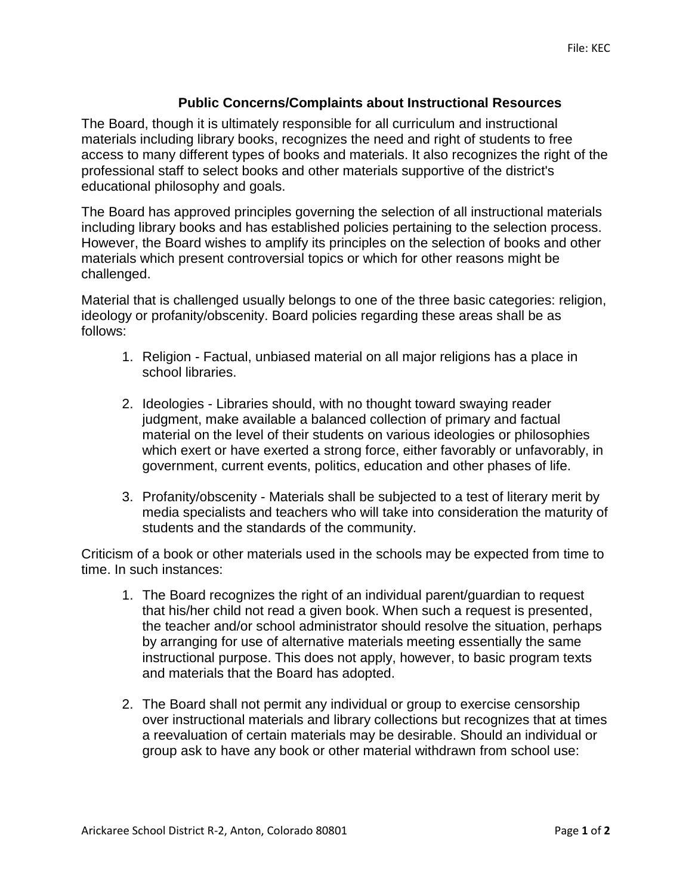## Public Concerns/Complaints about Instructional Resources

The Board, though it is ultimately responsible for all curriculum and instructional materials including library books, recognizes the need and right of students to free access to many different types of books and materials. It also recognizes the right of the professional staff to select books and other materials supportive of the district's educational philosophy and goals.

The Board has approved principles governing the selection of all instructional materials including library books and has established policies pertaining to the selection process. However, the Board wishes to amplify its principles on the selection of books and other materials which present controversial topics or which for other reasons might be challenged.

Material that is challenged usually belongs to one of the three basic categories: religion, ideology or profanity/obscenity. Board policies regarding these areas shall be as follows:

1. Religion - Factual, unbiased material on all major religions has a place in school libraries.

2. Ideologies - Libraries should, with no thought toward swaying reader judgment, make available a balanced collection of primary and factual material on the level of their students on various ideologies or philosophies which exert or have exerted a strong force, either favorably or unfavorably, in government, current events, politics, education and other phases of life.

3. Profanity/obscenity - Materials shall be subjected to a test of literary merit by media specialists and teachers who will take into consideration the maturity of students and the standards of the community.

Criticism of a book or other materials used in the schools may be expected from time to time. In such instances:

1. The Board recognizes the right of an individual parent/guardian to request that his/her child not read a given book. When such a request is presented, the teacher and/or school administrator should resolve the situation, perhaps by arranging for use of alternative materials meeting essentially the same instructional purpose. This does not apply, however, to basic program texts and materials that the Board has adopted.

2. The Board shall not permit any individual or group to exercise censorship over instructional materials and library collections but recognizes that at times a reevaluation of certain materials may be desirable. Should an individual or group ask to have any book or other material withdrawn from school use: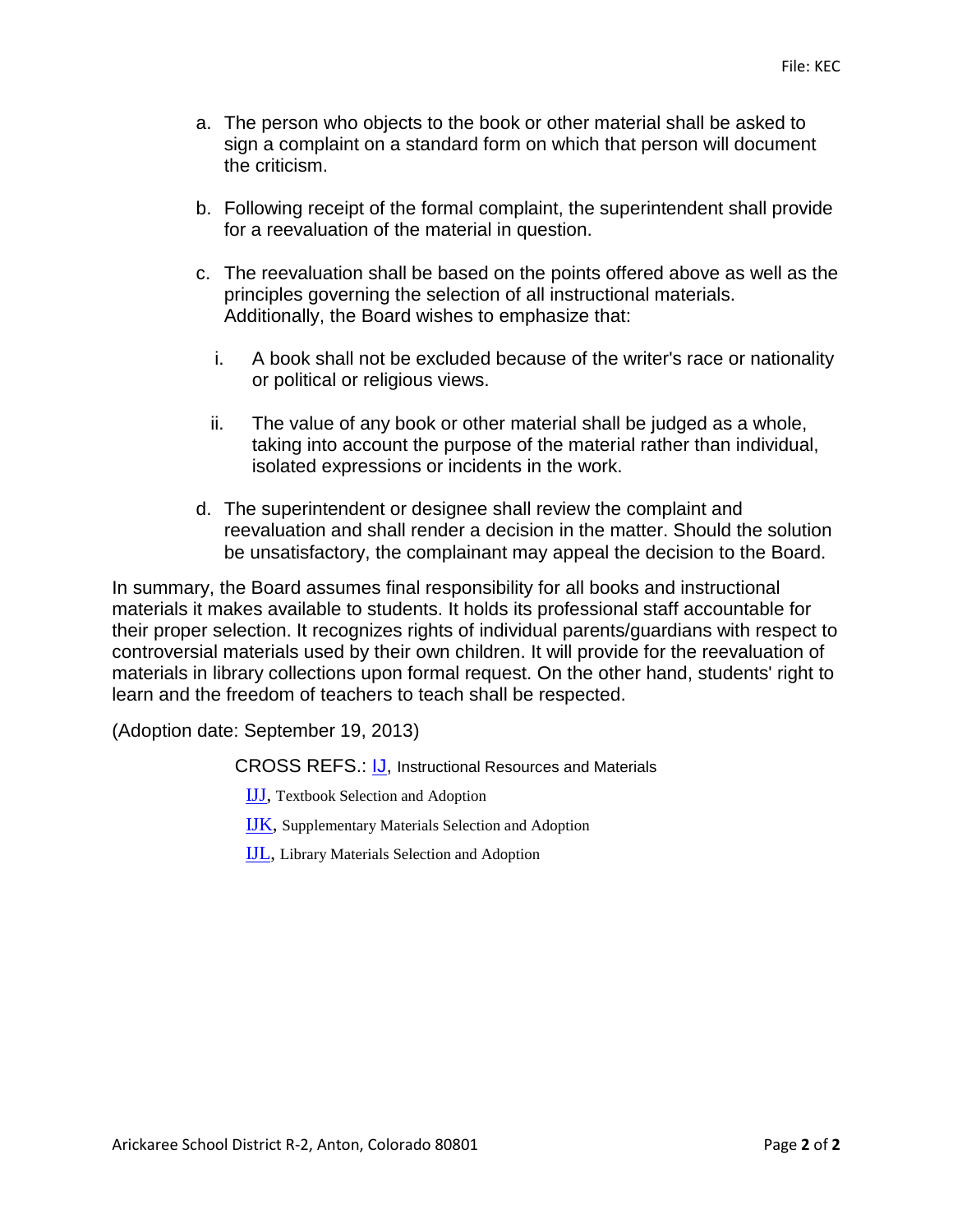a. The person who objects to the book or other material shall be asked to sign a complaint on a standard form on which that person will document the criticism.

b. Following receipt of the formal complaint, the superintendent shall provide for a reevaluation of the material in question.

c. The reevaluation shall be based on the points offered above as well as the principles governing the selection of all instructional materials. Additionally, the Board wishes to emphasize that:

   i. A book shall not be excluded because of the writer's race or nationality or political or religious views.

   ii. The value of any book or other material shall be judged as a whole, taking into account the purpose of the material rather than individual, isolated expressions or incidents in the work.

d. The superintendent or designee shall review the complaint and reevaluation and shall render a decision in the matter. Should the solution be unsatisfactory, the complainant may appeal the decision to the Board.

In summary, the Board assumes final responsibility for all books and instructional materials it makes available to students. It holds its professional staff accountable for their proper selection. It recognizes rights of individual parents/guardians with respect to controversial materials used by their own children. It will provide for the reevaluation of materials in library collections upon formal request. On the other hand, students' right to learn and the freedom of teachers to teach shall be respected.

(Adoption date: September 19, 2013)

CROSS REFS.: IJ, Instructional Resources and Materials

IJJ, Textbook Selection and Adoption

IJK, Supplementary Materials Selection and Adoption

IJL, Library Materials Selection and Adoption